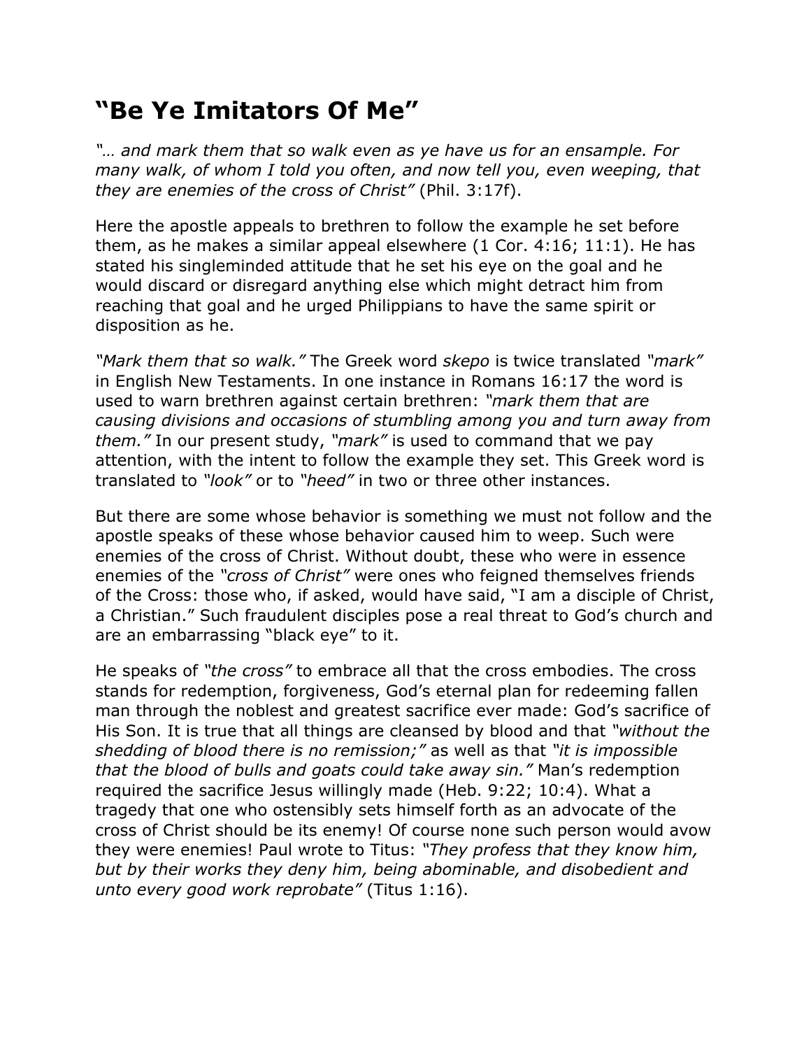# "Be Ye Imitators Of Me"

*"… and mark them that so walk even as ye have us for an ensample. For many walk, of whom I told you often, and now tell you, even weeping, that they are enemies of the cross of Christ"* (Phil. 3:17f).

Here the apostle appeals to brethren to follow the example he set before them, as he makes a similar appeal elsewhere (1 Cor. 4:16; 11:1). He has stated his singleminded attitude that he set his eye on the goal and he would discard or disregard anything else which might detract him from reaching that goal and he urged Philippians to have the same spirit or disposition as he.

*"Mark them that so walk."* The Greek word *skepo* is twice translated *"mark"* in English New Testaments. In one instance in Romans 16:17 the word is used to warn brethren against certain brethren: *"mark them that are causing divisions and occasions of stumbling among you and turn away from them."* In our present study, *"mark"* is used to command that we pay attention, with the intent to follow the example they set. This Greek word is translated to *"look"* or to *"heed"* in two or three other instances.

But there are some whose behavior is something we must not follow and the apostle speaks of these whose behavior caused him to weep. Such were enemies of the cross of Christ. Without doubt, these who were in essence enemies of the *"cross of Christ"* were ones who feigned themselves friends of the Cross: those who, if asked, would have said, "I am a disciple of Christ, a Christian." Such fraudulent disciples pose a real threat to God's church and are an embarrassing "black eye" to it.

He speaks of *"the cross"* to embrace all that the cross embodies. The cross stands for redemption, forgiveness, God's eternal plan for redeeming fallen man through the noblest and greatest sacrifice ever made: God's sacrifice of His Son. It is true that all things are cleansed by blood and that *"without the shedding of blood there is no remission;"* as well as that *"it is impossible that the blood of bulls and goats could take away sin."* Man's redemption required the sacrifice Jesus willingly made (Heb. 9:22; 10:4). What a tragedy that one who ostensibly sets himself forth as an advocate of the cross of Christ should be its enemy! Of course none such person would avow they were enemies! Paul wrote to Titus: *"They profess that they know him, but by their works they deny him, being abominable, and disobedient and unto every good work reprobate"* (Titus 1:16).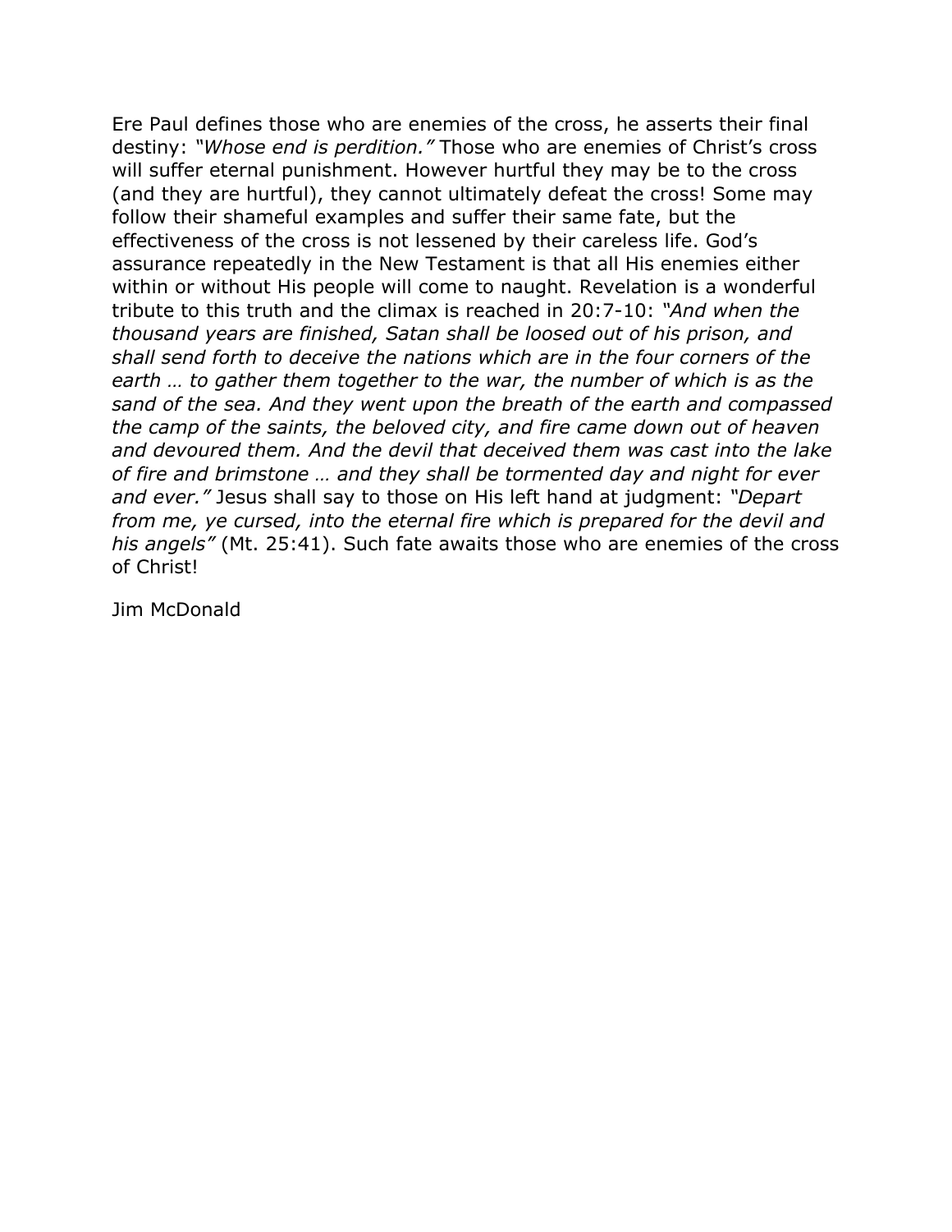Ere Paul defines those who are enemies of the cross, he asserts their final destiny: *"Whose end is perdition."* Those who are enemies of Christ's cross will suffer eternal punishment. However hurtful they may be to the cross (and they are hurtful), they cannot ultimately defeat the cross! Some may follow their shameful examples and suffer their same fate, but the effectiveness of the cross is not lessened by their careless life. God's assurance repeatedly in the New Testament is that all His enemies either within or without His people will come to naught. Revelation is a wonderful tribute to this truth and the climax is reached in 20:7-10: *"And when the thousand years are finished, Satan shall be loosed out of his prison, and shall send forth to deceive the nations which are in the four corners of the earth … to gather them together to the war, the number of which is as the sand of the sea. And they went upon the breath of the earth and compassed the camp of the saints, the beloved city, and fire came down out of heaven and devoured them. And the devil that deceived them was cast into the lake of fire and brimstone … and they shall be tormented day and night for ever and ever."* Jesus shall say to those on His left hand at judgment: *"Depart from me, ye cursed, into the eternal fire which is prepared for the devil and his angels"* (Mt. 25:41). Such fate awaits those who are enemies of the cross of Christ!

Jim McDonald